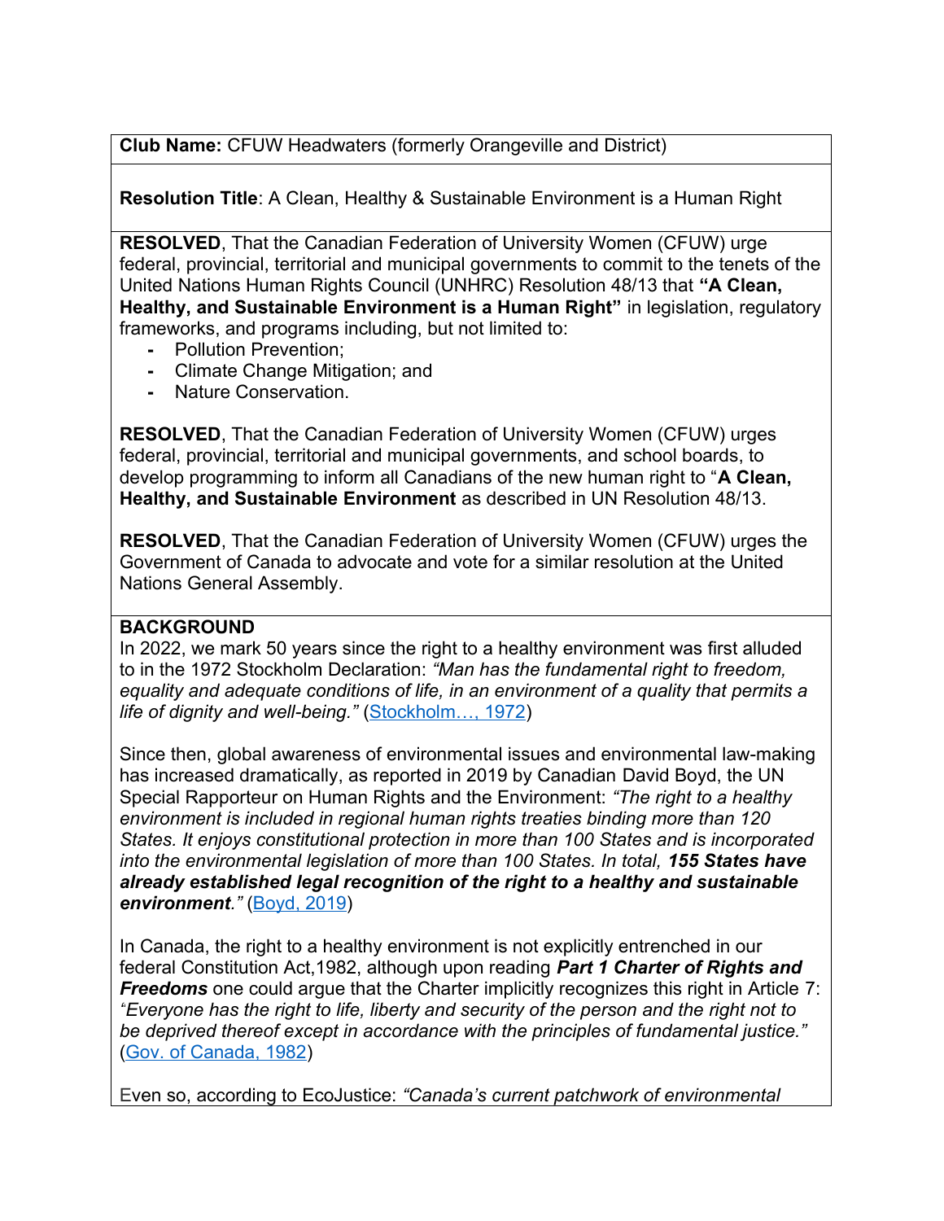**Club Name:** CFUW Headwaters (formerly Orangeville and District)

**Resolution Title**: A Clean, Healthy & Sustainable Environment is a Human Right

**RESOLVED**, That the Canadian Federation of University Women (CFUW) urge federal, provincial, territorial and municipal governments to commit to the tenets of the United Nations Human Rights Council (UNHRC) Resolution 48/13 that **"A Clean, Healthy, and Sustainable Environment is a Human Right"** in legislation, regulatory frameworks, and programs including, but not limited to:

- Pollution Prevention;
- Climate Change Mitigation; and
- Nature Conservation.

**RESOLVED**, That the Canadian Federation of University Women (CFUW) urges federal, provincial, territorial and municipal governments, and school boards, to develop programming to inform all Canadians of the new human right to "**A Clean, Healthy, and Sustainable Environment** as described in UN Resolution 48/13.

**RESOLVED**, That the Canadian Federation of University Women (CFUW) urges the Government of Canada to advocate and vote for a similar resolution at the United Nations General Assembly.

**BACKGROUND**

In 2022, we mark 50 years since the right to a healthy environment was first alluded to in the 1972 Stockholm Declaration: *"Man has the fundamental right to freedom, equality and adequate conditions of life, in an environment of a quality that permits a life of dignity and well-being."* (Stockholm…, 1972)

Since then, global awareness of environmental issues and environmental law-making has increased dramatically, as reported in 2019 by Canadian David Boyd, the UN Special Rapporteur on Human Rights and the Environment: *"The right to a healthy environment is included in regional human rights treaties binding more than 120 States. It enjoys constitutional protection in more than 100 States and is incorporated into the environmental legislation of more than 100 States. In total, **155 States have already established legal recognition of the right to a healthy and sustainable environment**."* (Boyd, 2019)

In Canada, the right to a healthy environment is not explicitly entrenched in our federal Constitution Act,1982, although upon reading ***Part 1 Charter of Rights and Freedoms*** one could argue that the Charter implicitly recognizes this right in Article 7: *"Everyone has the right to life, liberty and security of the person and the right not to be deprived thereof except in accordance with the principles of fundamental justice."* (Gov. of Canada, 1982)

Even so, according to EcoJustice: *"Canada's current patchwork of environmental*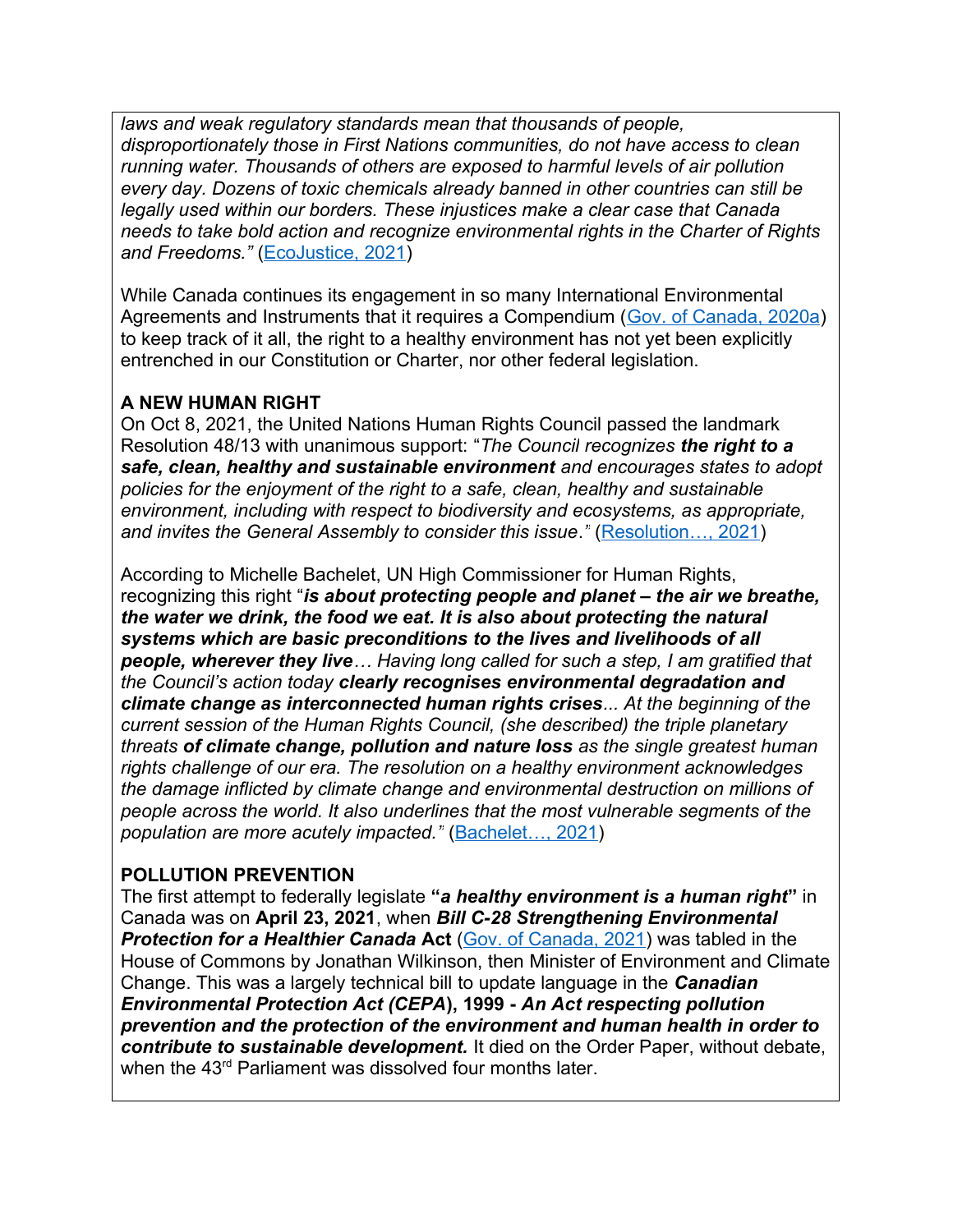*laws and weak regulatory standards mean that thousands of people, disproportionately those in First Nations communities, do not have access to clean running water. Thousands of others are exposed to harmful levels of air pollution every day. Dozens of toxic chemicals already banned in other countries can still be legally used within our borders. These injustices make a clear case that Canada needs to take bold action and recognize environmental rights in the Charter of Rights and Freedoms."* (EcoJustice, 2021)

While Canada continues its engagement in so many International Environmental Agreements and Instruments that it requires a Compendium (Gov. of Canada, 2020a) to keep track of it all, the right to a healthy environment has not yet been explicitly entrenched in our Constitution or Charter, nor other federal legislation.

**A NEW HUMAN RIGHT**

On Oct 8, 2021, the United Nations Human Rights Council passed the landmark Resolution 48/13 with unanimous support: "*The Council recognizes **the right to a safe, clean, healthy and sustainable environment** and encourages states to adopt policies for the enjoyment of the right to a safe, clean, healthy and sustainable environment, including with respect to biodiversity and ecosystems, as appropriate, and invites the General Assembly to consider this issue*." (Resolution…, 2021)

According to Michelle Bachelet, UN High Commissioner for Human Rights, recognizing this right "***is about protecting people and planet – the air we breathe, the water we drink, the food we eat. It is also about protecting the natural systems which are basic preconditions to the lives and livelihoods of all people, wherever they live**… Having long called for such a step, I am gratified that the Council's action today **clearly recognises environmental degradation and climate change as interconnected human rights crises**... At the beginning of the current session of the Human Rights Council, (she described) the triple planetary threats **of climate change, pollution and nature loss** as the single greatest human rights challenge of our era. The resolution on a healthy environment acknowledges the damage inflicted by climate change and environmental destruction on millions of people across the world. It also underlines that the most vulnerable segments of the population are more acutely impacted."* (Bachelet…, 2021)

**POLLUTION PREVENTION**

The first attempt to federally legislate **"*a healthy environment is a human right*"** in Canada was on **April 23, 2021**, when ***Bill C-28 Strengthening Environmental Protection for a Healthier Canada* Act** (Gov. of Canada, 2021) was tabled in the House of Commons by Jonathan Wilkinson, then Minister of Environment and Climate Change. This was a largely technical bill to update language in the ***Canadian Environmental Protection Act (CEPA*), 1999 - *An Act respecting pollution prevention and the protection of the environment and human health in order to contribute to sustainable development.*** It died on the Order Paper, without debate, when the 43rd Parliament was dissolved four months later.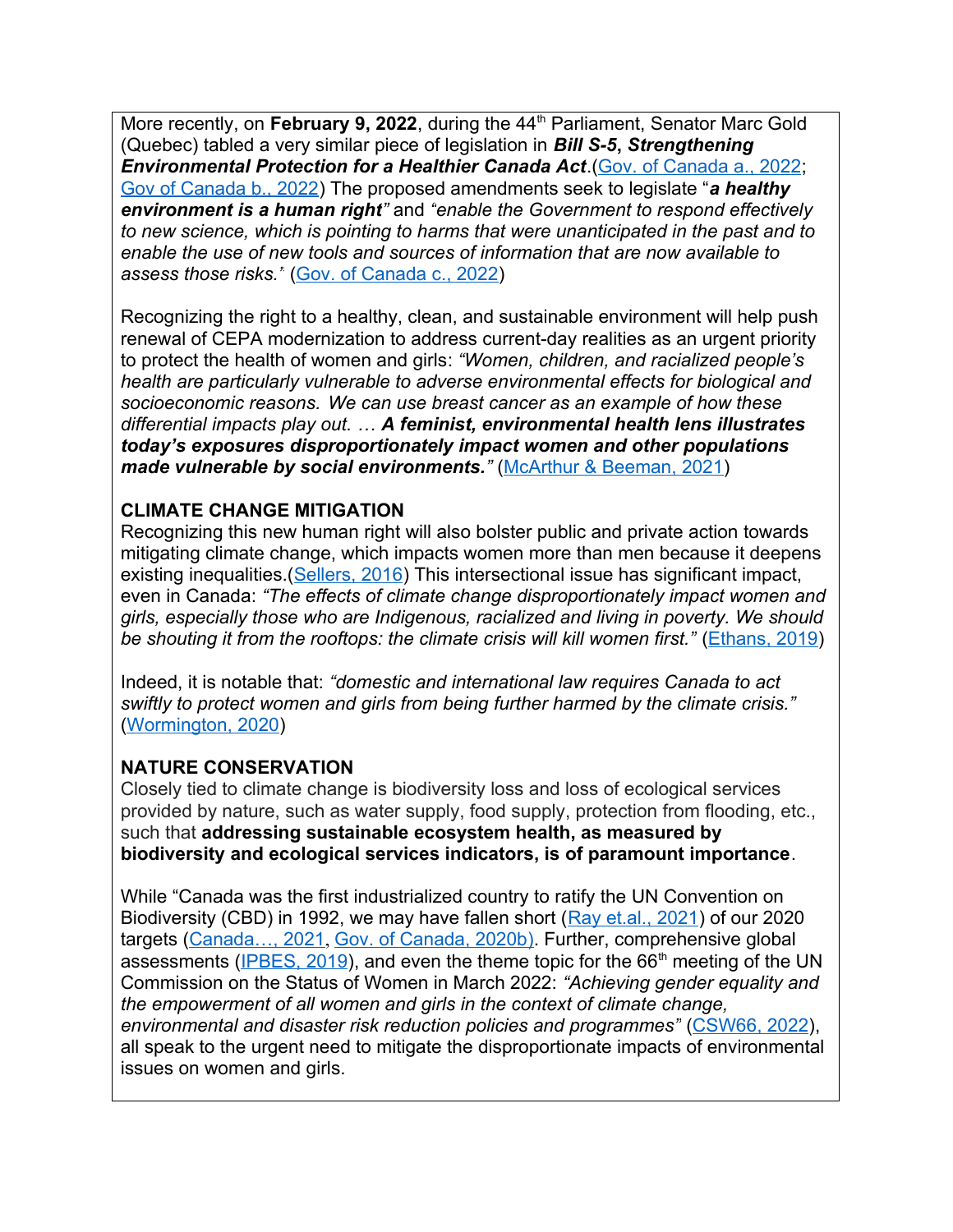More recently, on **February 9, 2022**, during the 44th Parliament, Senator Marc Gold (Quebec) tabled a very similar piece of legislation in ***Bill S-5, Strengthening Environmental Protection for a Healthier Canada Act***.(Gov. of Canada a., 2022; Gov of Canada b., 2022) The proposed amendments seek to legislate "***a healthy environment is a human right***" and *"enable the Government to respond effectively to new science, which is pointing to harms that were unanticipated in the past and to enable the use of new tools and sources of information that are now available to assess those risks."* (Gov. of Canada c., 2022)

Recognizing the right to a healthy, clean, and sustainable environment will help push renewal of CEPA modernization to address current-day realities as an urgent priority to protect the health of women and girls: *"Women, children, and racialized people's health are particularly vulnerable to adverse environmental effects for biological and socioeconomic reasons. We can use breast cancer as an example of how these differential impacts play out. …* ***A feminist, environmental health lens illustrates today's exposures disproportionately impact women and other populations made vulnerable by social environments.****"* (McArthur & Beeman, 2021)

**CLIMATE CHANGE MITIGATION**

Recognizing this new human right will also bolster public and private action towards mitigating climate change, which impacts women more than men because it deepens existing inequalities.(Sellers, 2016) This intersectional issue has significant impact, even in Canada: *"The effects of climate change disproportionately impact women and girls, especially those who are Indigenous, racialized and living in poverty. We should be shouting it from the rooftops: the climate crisis will kill women first."* (Ethans, 2019)

Indeed, it is notable that: *"domestic and international law requires Canada to act swiftly to protect women and girls from being further harmed by the climate crisis."* (Wormington, 2020)

**NATURE CONSERVATION**

Closely tied to climate change is biodiversity loss and loss of ecological services provided by nature, such as water supply, food supply, protection from flooding, etc., such that **addressing sustainable ecosystem health, as measured by biodiversity and ecological services indicators, is of paramount importance**.

While "Canada was the first industrialized country to ratify the UN Convention on Biodiversity (CBD) in 1992, we may have fallen short (Ray et.al., 2021) of our 2020 targets (Canada…, 2021, Gov. of Canada, 2020b). Further, comprehensive global assessments (IPBES, 2019), and even the theme topic for the 66th meeting of the UN Commission on the Status of Women in March 2022: *"Achieving gender equality and the empowerment of all women and girls in the context of climate change, environmental and disaster risk reduction policies and programmes"* (CSW66, 2022), all speak to the urgent need to mitigate the disproportionate impacts of environmental issues on women and girls.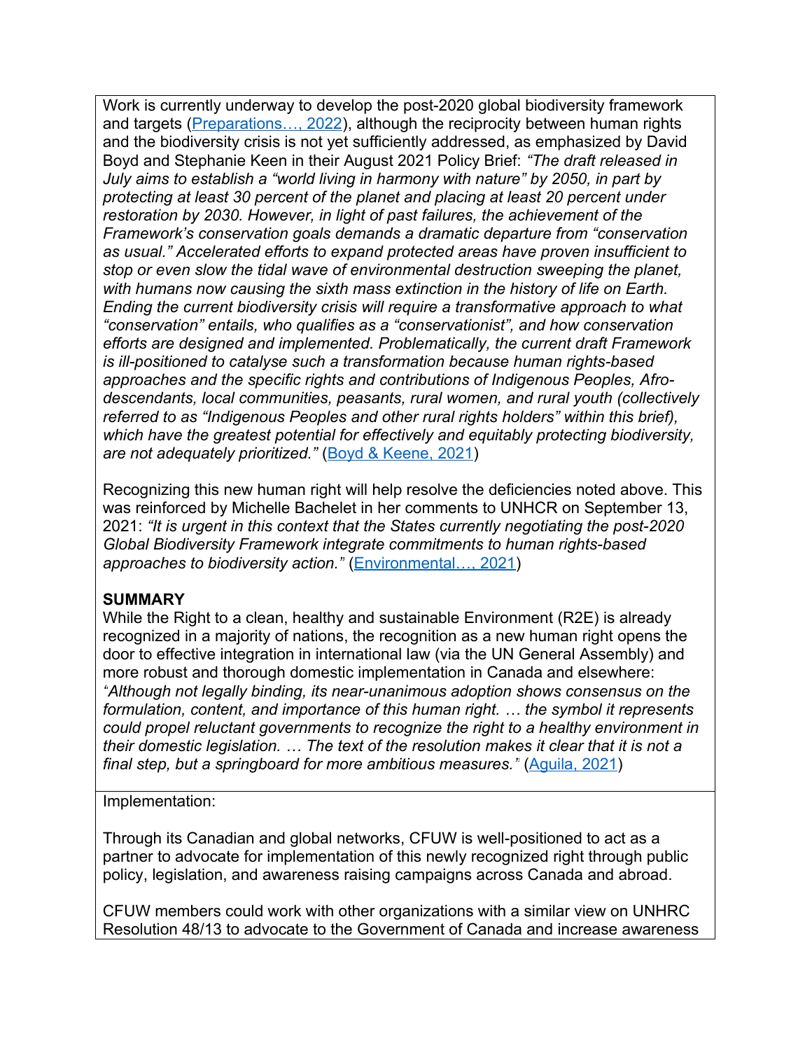Work is currently underway to develop the post-2020 global biodiversity framework and targets ([Preparations…, 2022]()), although the reciprocity between human rights and the biodiversity crisis is not yet sufficiently addressed, as emphasized by David Boyd and Stephanie Keen in their August 2021 Policy Brief: *"The draft released in July aims to establish a "world living in harmony with nature" by 2050, in part by protecting at least 30 percent of the planet and placing at least 20 percent under restoration by 2030. However, in light of past failures, the achievement of the Framework's conservation goals demands a dramatic departure from "conservation as usual." Accelerated efforts to expand protected areas have proven insufficient to stop or even slow the tidal wave of environmental destruction sweeping the planet, with humans now causing the sixth mass extinction in the history of life on Earth. Ending the current biodiversity crisis will require a transformative approach to what "conservation" entails, who qualifies as a "conservationist", and how conservation efforts are designed and implemented. Problematically, the current draft Framework is ill-positioned to catalyse such a transformation because human rights-based approaches and the specific rights and contributions of Indigenous Peoples, Afro-descendants, local communities, peasants, rural women, and rural youth (collectively referred to as "Indigenous Peoples and other rural rights holders" within this brief), which have the greatest potential for effectively and equitably protecting biodiversity, are not adequately prioritized."* ([Boyd & Keene, 2021]())

Recognizing this new human right will help resolve the deficiencies noted above. This was reinforced by Michelle Bachelet in her comments to UNHCR on September 13, 2021: *"It is urgent in this context that the States currently negotiating the post-2020 Global Biodiversity Framework integrate commitments to human rights-based approaches to biodiversity action."* ([Environmental…, 2021]())

**SUMMARY**

While the Right to a clean, healthy and sustainable Environment (R2E) is already recognized in a majority of nations, the recognition as a new human right opens the door to effective integration in international law (via the UN General Assembly) and more robust and thorough domestic implementation in Canada and elsewhere: *"Although not legally binding, its near-unanimous adoption shows consensus on the formulation, content, and importance of this human right. … the symbol it represents could propel reluctant governments to recognize the right to a healthy environment in their domestic legislation. … The text of the resolution makes it clear that it is not a final step, but a springboard for more ambitious measures."* ([Aguila, 2021]())

Implementation:

Through its Canadian and global networks, CFUW is well-positioned to act as a partner to advocate for implementation of this newly recognized right through public policy, legislation, and awareness raising campaigns across Canada and abroad.

CFUW members could work with other organizations with a similar view on UNHRC Resolution 48/13 to advocate to the Government of Canada and increase awareness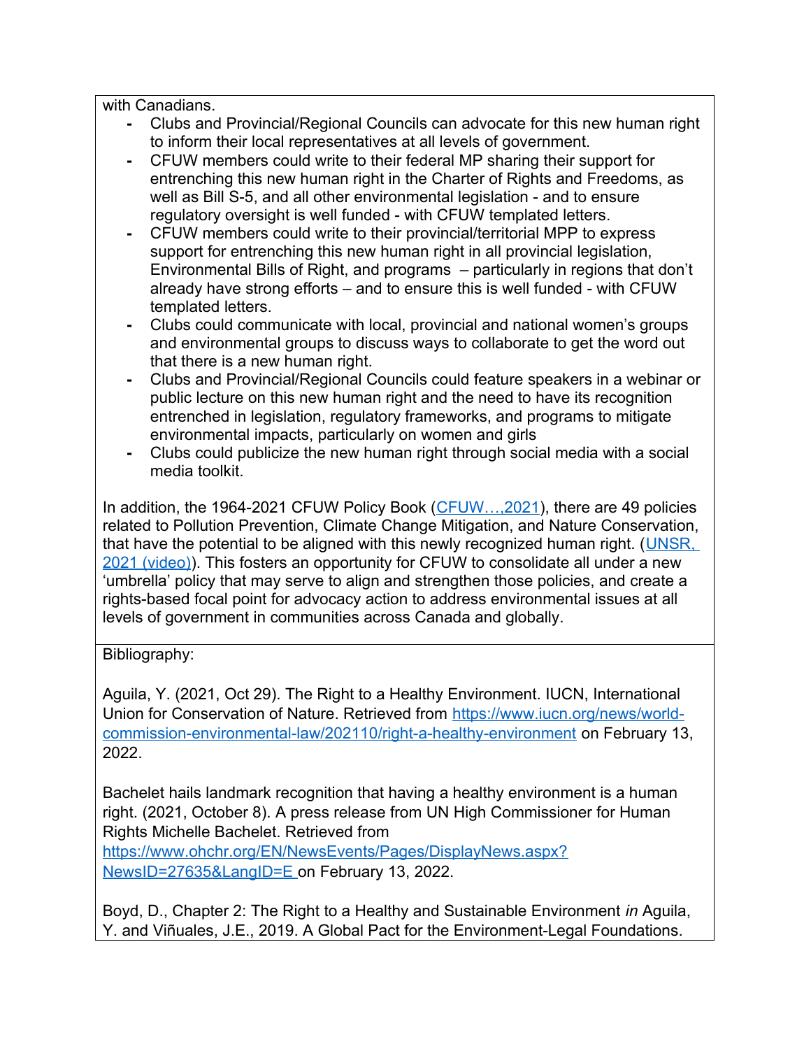with Canadians.

- Clubs and Provincial/Regional Councils can advocate for this new human right to inform their local representatives at all levels of government.
- CFUW members could write to their federal MP sharing their support for entrenching this new human right in the Charter of Rights and Freedoms, as well as Bill S-5, and all other environmental legislation - and to ensure regulatory oversight is well funded - with CFUW templated letters.
- CFUW members could write to their provincial/territorial MPP to express support for entrenching this new human right in all provincial legislation, Environmental Bills of Right, and programs – particularly in regions that don't already have strong efforts – and to ensure this is well funded - with CFUW templated letters.
- Clubs could communicate with local, provincial and national women's groups and environmental groups to discuss ways to collaborate to get the word out that there is a new human right.
- Clubs and Provincial/Regional Councils could feature speakers in a webinar or public lecture on this new human right and the need to have its recognition entrenched in legislation, regulatory frameworks, and programs to mitigate environmental impacts, particularly on women and girls
- Clubs could publicize the new human right through social media with a social media toolkit.

In addition, the 1964-2021 CFUW Policy Book (CFUW…,2021), there are 49 policies related to Pollution Prevention, Climate Change Mitigation, and Nature Conservation, that have the potential to be aligned with this newly recognized human right. (UNSR, 2021 (video)). This fosters an opportunity for CFUW to consolidate all under a new 'umbrella' policy that may serve to align and strengthen those policies, and create a rights-based focal point for advocacy action to address environmental issues at all levels of government in communities across Canada and globally.

Bibliography:

Aguila, Y. (2021, Oct 29). The Right to a Healthy Environment. IUCN, International Union for Conservation of Nature. Retrieved from https://www.iucn.org/news/world-commission-environmental-law/202110/right-a-healthy-environment on February 13, 2022.

Bachelet hails landmark recognition that having a healthy environment is a human right. (2021, October 8). A press release from UN High Commissioner for Human Rights Michelle Bachelet. Retrieved from https://www.ohchr.org/EN/NewsEvents/Pages/DisplayNews.aspx?NewsID=27635&LangID=E on February 13, 2022.

Boyd, D., Chapter 2: The Right to a Healthy and Sustainable Environment *in* Aguila, Y. and Viñuales, J.E., 2019. A Global Pact for the Environment-Legal Foundations.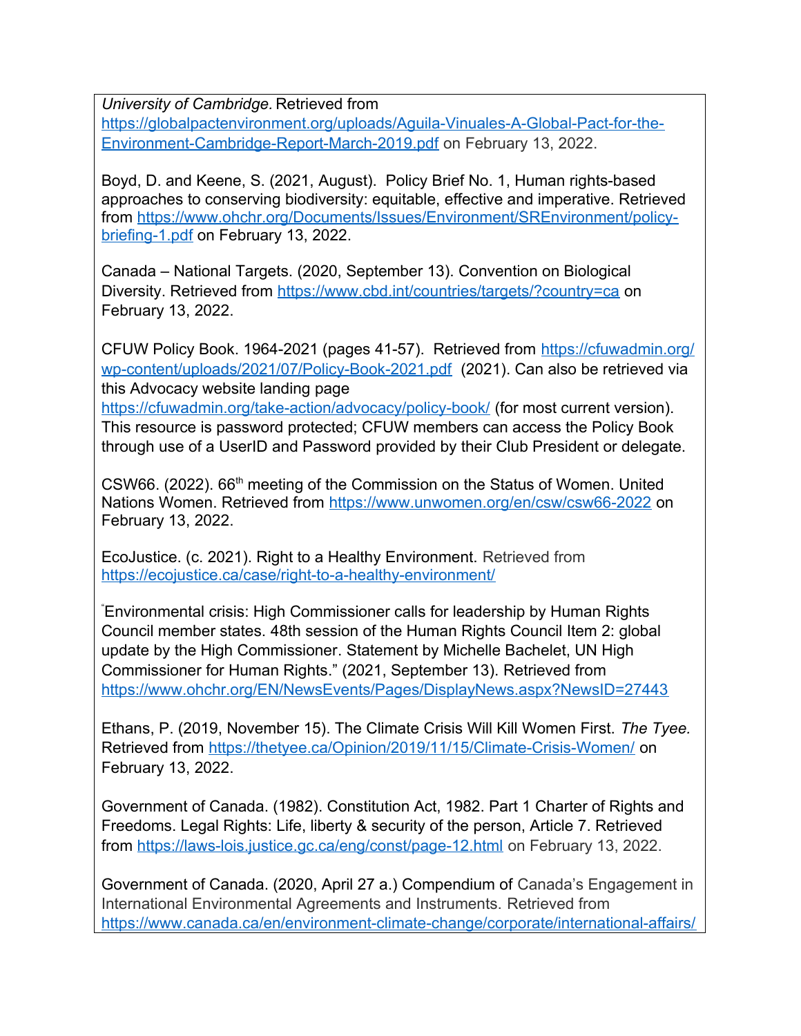*University of Cambridge.* Retrieved from https://globalpactenvironment.org/uploads/Aguila-Vinuales-A-Global-Pact-for-the-Environment-Cambridge-Report-March-2019.pdf on February 13, 2022.

Boyd, D. and Keene, S. (2021, August). Policy Brief No. 1, Human rights-based approaches to conserving biodiversity: equitable, effective and imperative. Retrieved from https://www.ohchr.org/Documents/Issues/Environment/SREnvironment/policy-briefing-1.pdf on February 13, 2022.

Canada – National Targets. (2020, September 13). Convention on Biological Diversity. Retrieved from https://www.cbd.int/countries/targets/?country=ca on February 13, 2022.

CFUW Policy Book. 1964-2021 (pages 41-57). Retrieved from https://cfuwadmin.org/wp-content/uploads/2021/07/Policy-Book-2021.pdf (2021). Can also be retrieved via this Advocacy website landing page https://cfuwadmin.org/take-action/advocacy/policy-book/ (for most current version). This resource is password protected; CFUW members can access the Policy Book through use of a UserID and Password provided by their Club President or delegate.

CSW66. (2022). 66th meeting of the Commission on the Status of Women. United Nations Women. Retrieved from https://www.unwomen.org/en/csw/csw66-2022 on February 13, 2022.

EcoJustice. (c. 2021). Right to a Healthy Environment. Retrieved from https://ecojustice.ca/case/right-to-a-healthy-environment/

"Environmental crisis: High Commissioner calls for leadership by Human Rights Council member states. 48th session of the Human Rights Council Item 2: global update by the High Commissioner. Statement by Michelle Bachelet, UN High Commissioner for Human Rights." (2021, September 13). Retrieved from https://www.ohchr.org/EN/NewsEvents/Pages/DisplayNews.aspx?NewsID=27443

Ethans, P. (2019, November 15). The Climate Crisis Will Kill Women First. *The Tyee.* Retrieved from https://thetyee.ca/Opinion/2019/11/15/Climate-Crisis-Women/ on February 13, 2022.

Government of Canada. (1982). Constitution Act, 1982. Part 1 Charter of Rights and Freedoms. Legal Rights: Life, liberty & security of the person, Article 7. Retrieved from https://laws-lois.justice.gc.ca/eng/const/page-12.html on February 13, 2022.

Government of Canada. (2020, April 27 a.) Compendium of Canada's Engagement in International Environmental Agreements and Instruments. Retrieved from https://www.canada.ca/en/environment-climate-change/corporate/international-affairs/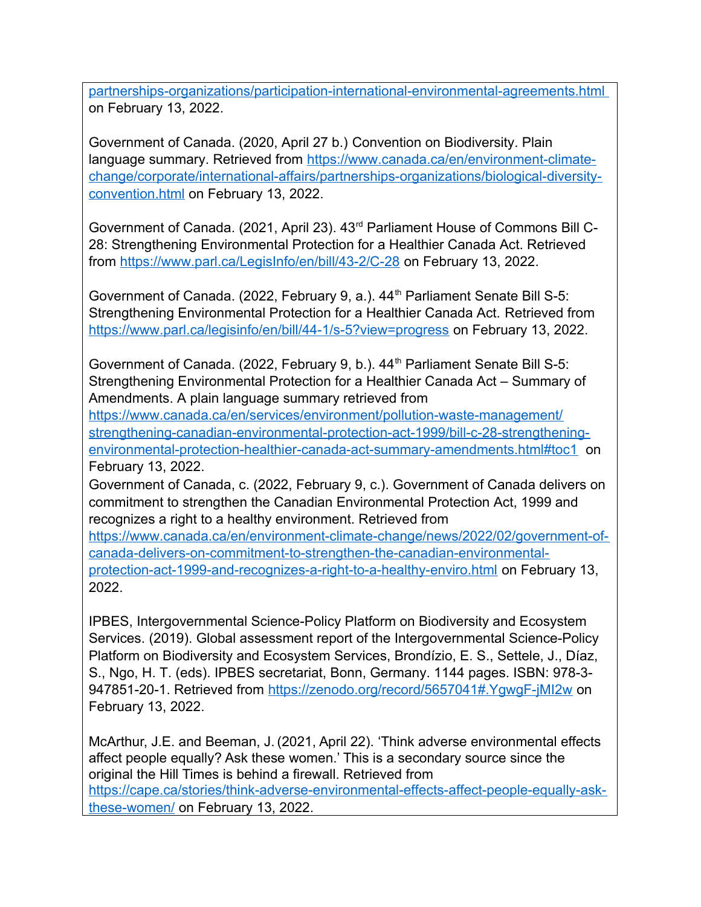partnerships-organizations/participation-international-environmental-agreements.html on February 13, 2022.

Government of Canada. (2020, April 27 b.) Convention on Biodiversity. Plain language summary. Retrieved from https://www.canada.ca/en/environment-climate-change/corporate/international-affairs/partnerships-organizations/biological-diversity-convention.html on February 13, 2022.

Government of Canada. (2021, April 23). 43rd Parliament House of Commons Bill C-28: Strengthening Environmental Protection for a Healthier Canada Act. Retrieved from https://www.parl.ca/LegisInfo/en/bill/43-2/C-28 on February 13, 2022.

Government of Canada. (2022, February 9, a.). 44th Parliament Senate Bill S-5: Strengthening Environmental Protection for a Healthier Canada Act. Retrieved from https://www.parl.ca/legisinfo/en/bill/44-1/s-5?view=progress on February 13, 2022.

Government of Canada. (2022, February 9, b.). 44th Parliament Senate Bill S-5: Strengthening Environmental Protection for a Healthier Canada Act – Summary of Amendments. A plain language summary retrieved from https://www.canada.ca/en/services/environment/pollution-waste-management/strengthening-canadian-environmental-protection-act-1999/bill-c-28-strengthening-environmental-protection-healthier-canada-act-summary-amendments.html#toc1 on February 13, 2022.

Government of Canada, c. (2022, February 9, c.). Government of Canada delivers on commitment to strengthen the Canadian Environmental Protection Act, 1999 and recognizes a right to a healthy environment. Retrieved from https://www.canada.ca/en/environment-climate-change/news/2022/02/government-of-canada-delivers-on-commitment-to-strengthen-the-canadian-environmental-protection-act-1999-and-recognizes-a-right-to-a-healthy-enviro.html on February 13, 2022.

IPBES, Intergovernmental Science-Policy Platform on Biodiversity and Ecosystem Services. (2019). Global assessment report of the Intergovernmental Science-Policy Platform on Biodiversity and Ecosystem Services, Brondízio, E. S., Settele, J., Díaz, S., Ngo, H. T. (eds). IPBES secretariat, Bonn, Germany. 1144 pages. ISBN: 978-3-947851-20-1. Retrieved from https://zenodo.org/record/5657041#.YgwgF-jMI2w on February 13, 2022.

McArthur, J.E. and Beeman, J. (2021, April 22). 'Think adverse environmental effects affect people equally? Ask these women.' This is a secondary source since the original the Hill Times is behind a firewall. Retrieved from https://cape.ca/stories/think-adverse-environmental-effects-affect-people-equally-ask-these-women/ on February 13, 2022.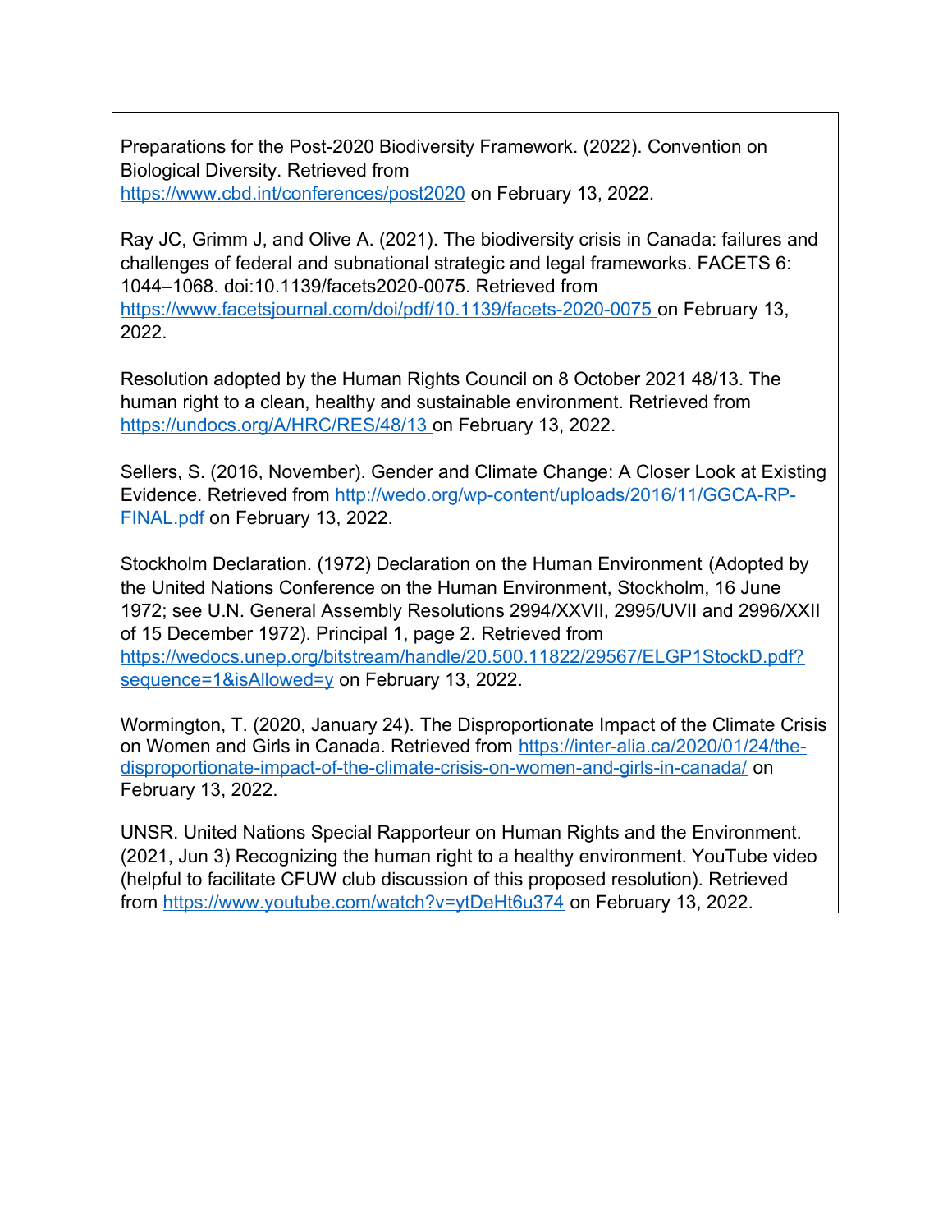Preparations for the Post-2020 Biodiversity Framework. (2022). Convention on Biological Diversity. Retrieved from https://www.cbd.int/conferences/post2020 on February 13, 2022.

Ray JC, Grimm J, and Olive A. (2021). The biodiversity crisis in Canada: failures and challenges of federal and subnational strategic and legal frameworks. FACETS 6: 1044–1068. doi:10.1139/facets2020-0075. Retrieved from https://www.facetsjournal.com/doi/pdf/10.1139/facets-2020-0075 on February 13, 2022.

Resolution adopted by the Human Rights Council on 8 October 2021 48/13. The human right to a clean, healthy and sustainable environment. Retrieved from https://undocs.org/A/HRC/RES/48/13 on February 13, 2022.

Sellers, S. (2016, November). Gender and Climate Change: A Closer Look at Existing Evidence. Retrieved from http://wedo.org/wp-content/uploads/2016/11/GGCA-RP-FINAL.pdf on February 13, 2022.

Stockholm Declaration. (1972) Declaration on the Human Environment (Adopted by the United Nations Conference on the Human Environment, Stockholm, 16 June 1972; see U.N. General Assembly Resolutions 2994/XXVII, 2995/UVII and 2996/XXII of 15 December 1972). Principal 1, page 2. Retrieved from https://wedocs.unep.org/bitstream/handle/20.500.11822/29567/ELGP1StockD.pdf?sequence=1&isAllowed=y on February 13, 2022.

Wormington, T. (2020, January 24). The Disproportionate Impact of the Climate Crisis on Women and Girls in Canada. Retrieved from https://inter-alia.ca/2020/01/24/the-disproportionate-impact-of-the-climate-crisis-on-women-and-girls-in-canada/ on February 13, 2022.

UNSR. United Nations Special Rapporteur on Human Rights and the Environment. (2021, Jun 3) Recognizing the human right to a healthy environment. YouTube video (helpful to facilitate CFUW club discussion of this proposed resolution). Retrieved from https://www.youtube.com/watch?v=ytDeHt6u374 on February 13, 2022.